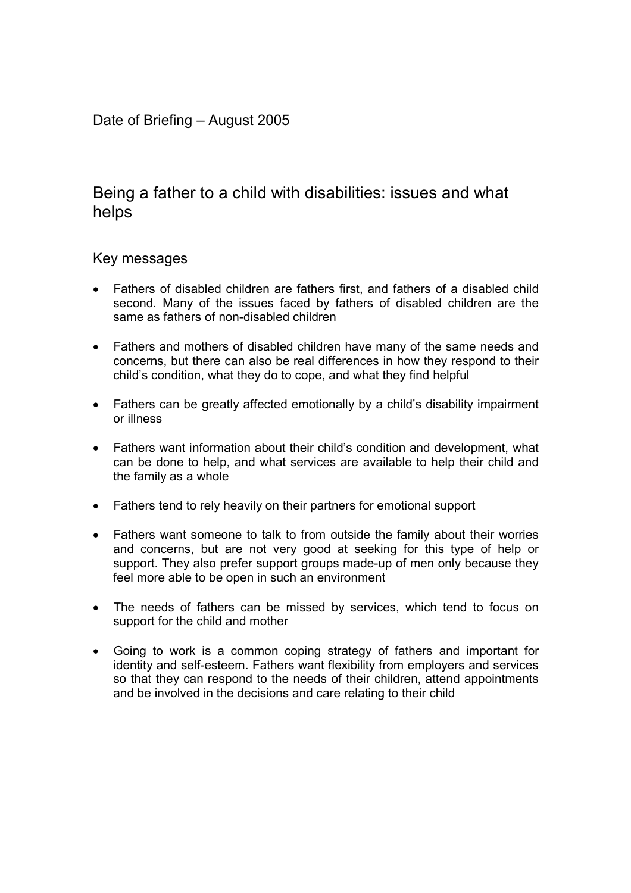Date of Briefing – August 2005

# Being a father to a child with disabilities: issues and what helps

## Key messages

- Fathers of disabled children are fathers first, and fathers of a disabled child second. Many of the issues faced by fathers of disabled children are the same as fathers of non-disabled children
- Fathers and mothers of disabled children have many of the same needs and concerns, but there can also be real differences in how they respond to their child's condition, what they do to cope, and what they find helpful
- Fathers can be greatly affected emotionally by a child's disability impairment or illness
- Fathers want information about their child's condition and development, what can be done to help, and what services are available to help their child and the family as a whole
- Fathers tend to rely heavily on their partners for emotional support
- Fathers want someone to talk to from outside the family about their worries and concerns, but are not very good at seeking for this type of help or support. They also prefer support groups made-up of men only because they feel more able to be open in such an environment
- The needs of fathers can be missed by services, which tend to focus on support for the child and mother
- Going to work is a common coping strategy of fathers and important for identity and self-esteem. Fathers want flexibility from employers and services so that they can respond to the needs of their children, attend appointments and be involved in the decisions and care relating to their child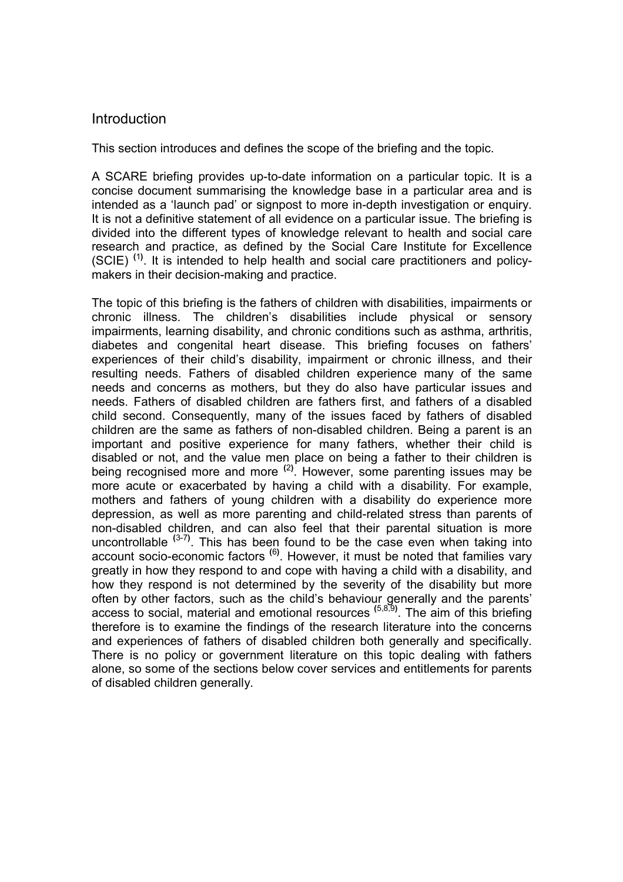## Introduction

This section introduces and defines the scope of the briefing and the topic.

A SCARE briefing provides up-to-date information on a particular topic. It is a concise document summarising the knowledge base in a particular area and is intended as a 'launch pad' or signpost to more in-depth investigation or enquiry. It is not a definitive statement of all evidence on a particular issue. The briefing is divided into the different types of knowledge relevant to health and social care research and practice, as defined by the Social Care Institute for Excellence (SCIE) [(1)]. It is intended to help health and social care practitioners and policy-makers in their decision-making and practice.

The topic of this briefing is the fathers of children with disabilities, impairments or chronic illness. The children's disabilities include physical or sensory impairments, learning disability, and chronic conditions such as asthma, arthritis, diabetes and congenital heart disease. This briefing focuses on fathers' experiences of their child's disability, impairment or chronic illness, and their resulting needs. Fathers of disabled children experience many of the same needs and concerns as mothers, but they do also have particular issues and needs. Fathers of disabled children are fathers first, and fathers of a disabled child second. Consequently, many of the issues faced by fathers of disabled children are the same as fathers of non-disabled children. Being a parent is an important and positive experience for many fathers, whether their child is disabled or not, and the value men place on being a father to their children is being recognised more and more [(2)]. However, some parenting issues may be more acute or exacerbated by having a child with a disability. For example, mothers and fathers of young children with a disability do experience more depression, as well as more parenting and child-related stress than parents of non-disabled children, and can also feel that their parental situation is more uncontrollable [(3-7)]. This has been found to be the case even when taking into account socio-economic factors [(6)]. However, it must be noted that families vary greatly in how they respond to and cope with having a child with a disability, and how they respond is not determined by the severity of the disability but more often by other factors, such as the child's behaviour generally and the parents' access to social, material and emotional resources [(5,8,9)]. The aim of this briefing therefore is to examine the findings of the research literature into the concerns and experiences of fathers of disabled children both generally and specifically. There is no policy or government literature on this topic dealing with fathers alone, so some of the sections below cover services and entitlements for parents of disabled children generally.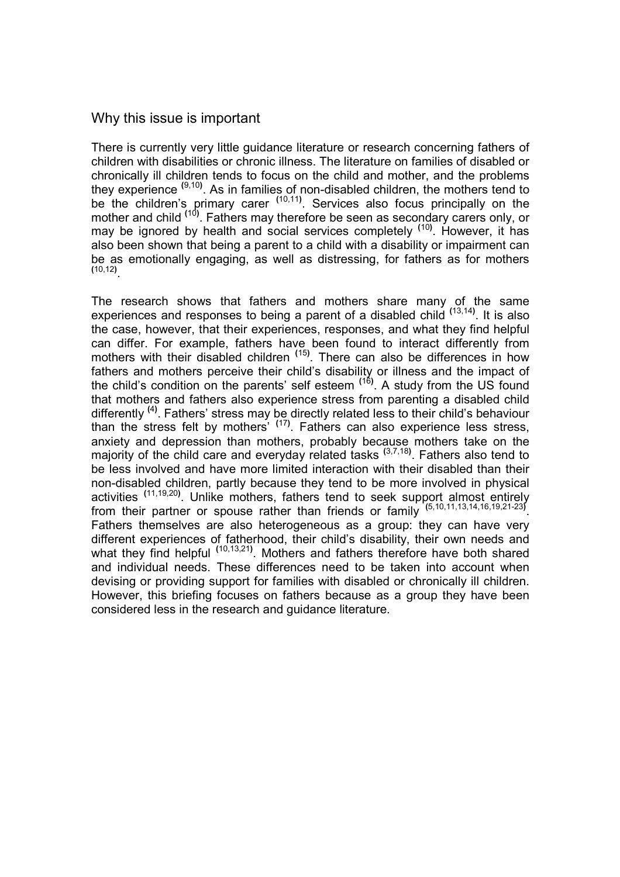## Why this issue is important

There is currently very little guidance literature or research concerning fathers of children with disabilities or chronic illness. The literature on families of disabled or chronically ill children tends to focus on the child and mother, and the problems they experience [9,10]. As in families of non-disabled children, the mothers tend to be the children's primary carer [10,11]. Services also focus principally on the mother and child [10]. Fathers may therefore be seen as secondary carers only, or may be ignored by health and social services completely [10]. However, it has also been shown that being a parent to a child with a disability or impairment can be as emotionally engaging, as well as distressing, for fathers as for mothers [10,12].

The research shows that fathers and mothers share many of the same experiences and responses to being a parent of a disabled child [13,14]. It is also the case, however, that their experiences, responses, and what they find helpful can differ. For example, fathers have been found to interact differently from mothers with their disabled children [15]. There can also be differences in how fathers and mothers perceive their child's disability or illness and the impact of the child's condition on the parents' self esteem [16]. A study from the US found that mothers and fathers also experience stress from parenting a disabled child differently [4]. Fathers' stress may be directly related less to their child's behaviour than the stress felt by mothers' [17]. Fathers can also experience less stress, anxiety and depression than mothers, probably because mothers take on the majority of the child care and everyday related tasks [3,7,18]. Fathers also tend to be less involved and have more limited interaction with their disabled than their non-disabled children, partly because they tend to be more involved in physical activities [11,19,20]. Unlike mothers, fathers tend to seek support almost entirely from their partner or spouse rather than friends or family [5,10,11,13,14,16,19,21-23]. Fathers themselves are also heterogeneous as a group: they can have very different experiences of fatherhood, their child's disability, their own needs and what they find helpful [10,13,21]. Mothers and fathers therefore have both shared and individual needs. These differences need to be taken into account when devising or providing support for families with disabled or chronically ill children. However, this briefing focuses on fathers because as a group they have been considered less in the research and guidance literature.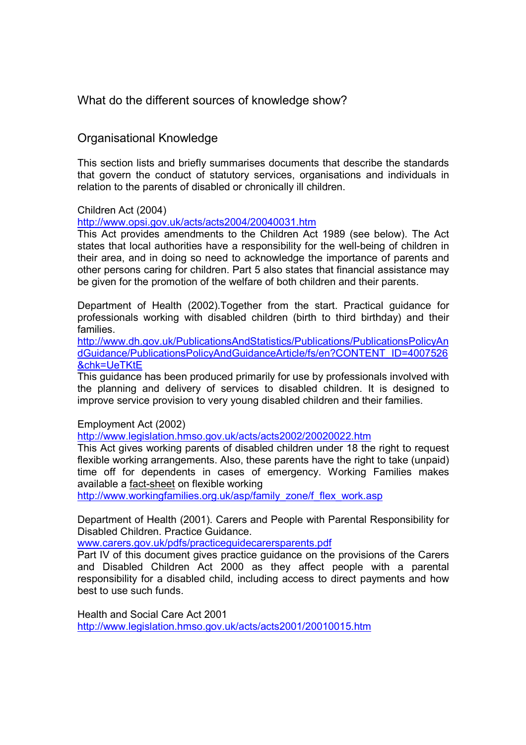## What do the different sources of knowledge show?

### Organisational Knowledge

This section lists and briefly summarises documents that describe the standards that govern the conduct of statutory services, organisations and individuals in relation to the parents of disabled or chronically ill children.

Children Act (2004)
http://www.opsi.gov.uk/acts/acts2004/20040031.htm
This Act provides amendments to the Children Act 1989 (see below). The Act states that local authorities have a responsibility for the well-being of children in their area, and in doing so need to acknowledge the importance of parents and other persons caring for children. Part 5 also states that financial assistance may be given for the promotion of the welfare of both children and their parents.

Department of Health (2002).Together from the start. Practical guidance for professionals working with disabled children (birth to third birthday) and their families.
http://www.dh.gov.uk/PublicationsAndStatistics/Publications/PublicationsPolicyAndGuidance/PublicationsPolicyAndGuidanceArticle/fs/en?CONTENT_ID=4007526&chk=UeTKtE
This guidance has been produced primarily for use by professionals involved with the planning and delivery of services to disabled children. It is designed to improve service provision to very young disabled children and their families.

Employment Act (2002)
http://www.legislation.hmso.gov.uk/acts/acts2002/20020022.htm
This Act gives working parents of disabled children under 18 the right to request flexible working arrangements. Also, these parents have the right to take (unpaid) time off for dependents in cases of emergency. Working Families makes available a fact-sheet on flexible working
http://www.workingfamilies.org.uk/asp/family_zone/f_flex_work.asp

Department of Health (2001). Carers and People with Parental Responsibility for Disabled Children. Practice Guidance.
www.carers.gov.uk/pdfs/practiceguidecarersparents.pdf
Part IV of this document gives practice guidance on the provisions of the Carers and Disabled Children Act 2000 as they affect people with a parental responsibility for a disabled child, including access to direct payments and how best to use such funds.

Health and Social Care Act 2001
http://www.legislation.hmso.gov.uk/acts/acts2001/20010015.htm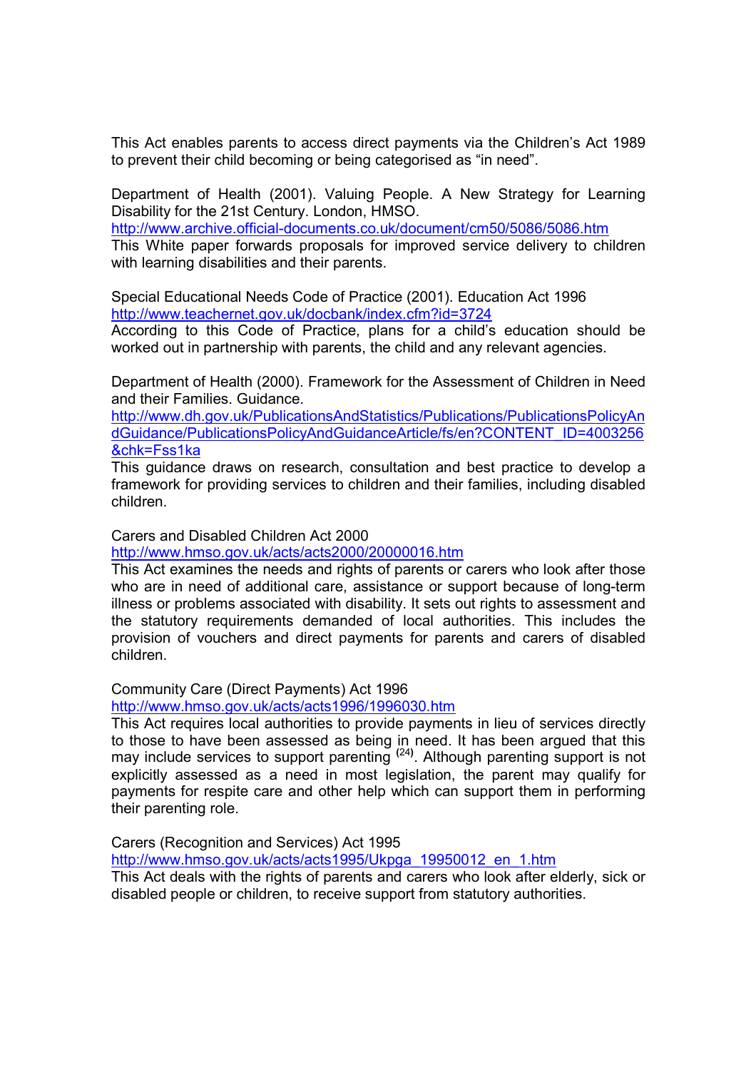This Act enables parents to access direct payments via the Children's Act 1989 to prevent their child becoming or being categorised as "in need".

Department of Health (2001). Valuing People. A New Strategy for Learning Disability for the 21st Century. London, HMSO.
http://www.archive.official-documents.co.uk/document/cm50/5086/5086.htm
This White paper forwards proposals for improved service delivery to children with learning disabilities and their parents.

Special Educational Needs Code of Practice (2001). Education Act 1996
http://www.teachernet.gov.uk/docbank/index.cfm?id=3724
According to this Code of Practice, plans for a child's education should be worked out in partnership with parents, the child and any relevant agencies.

Department of Health (2000). Framework for the Assessment of Children in Need and their Families. Guidance.
http://www.dh.gov.uk/PublicationsAndStatistics/Publications/PublicationsPolicyAndGuidance/PublicationsPolicyAndGuidanceArticle/fs/en?CONTENT_ID=4003256&chk=Fss1ka
This guidance draws on research, consultation and best practice to develop a framework for providing services to children and their families, including disabled children.

Carers and Disabled Children Act 2000
http://www.hmso.gov.uk/acts/acts2000/20000016.htm
This Act examines the needs and rights of parents or carers who look after those who are in need of additional care, assistance or support because of long-term illness or problems associated with disability. It sets out rights to assessment and the statutory requirements demanded of local authorities. This includes the provision of vouchers and direct payments for parents and carers of disabled children.

Community Care (Direct Payments) Act 1996
http://www.hmso.gov.uk/acts/acts1996/1996030.htm
This Act requires local authorities to provide payments in lieu of services directly to those to have been assessed as being in need. It has been argued that this may include services to support parenting [(24)]. Although parenting support is not explicitly assessed as a need in most legislation, the parent may qualify for payments for respite care and other help which can support them in performing their parenting role.

Carers (Recognition and Services) Act 1995
http://www.hmso.gov.uk/acts/acts1995/Ukpga_19950012_en_1.htm
This Act deals with the rights of parents and carers who look after elderly, sick or disabled people or children, to receive support from statutory authorities.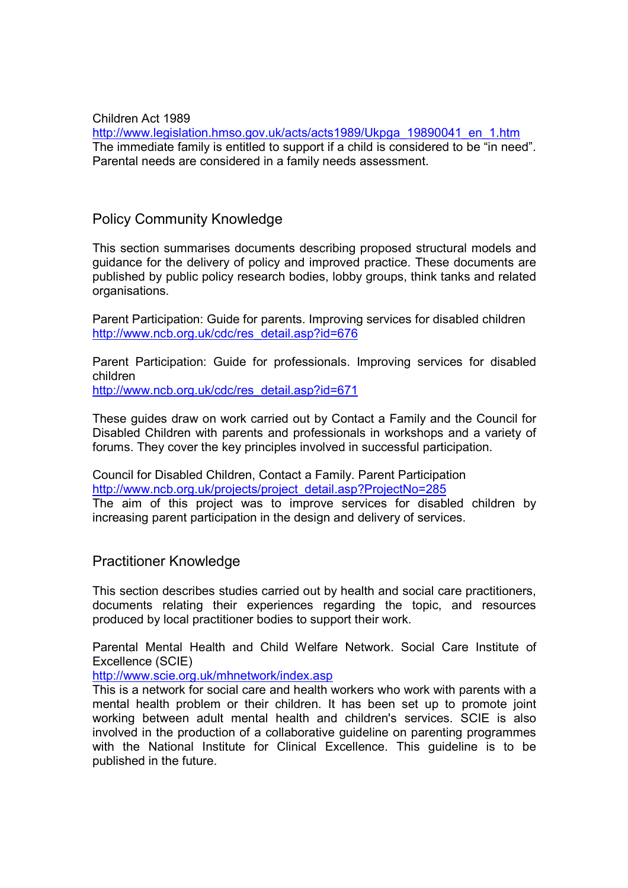Children Act 1989
http://www.legislation.hmso.gov.uk/acts/acts1989/Ukpga_19890041_en_1.htm
The immediate family is entitled to support if a child is considered to be "in need". Parental needs are considered in a family needs assessment.

## Policy Community Knowledge

This section summarises documents describing proposed structural models and guidance for the delivery of policy and improved practice. These documents are published by public policy research bodies, lobby groups, think tanks and related organisations.

Parent Participation: Guide for parents. Improving services for disabled children
http://www.ncb.org.uk/cdc/res_detail.asp?id=676

Parent Participation: Guide for professionals. Improving services for disabled children
http://www.ncb.org.uk/cdc/res_detail.asp?id=671

These guides draw on work carried out by Contact a Family and the Council for Disabled Children with parents and professionals in workshops and a variety of forums. They cover the key principles involved in successful participation.

Council for Disabled Children, Contact a Family. Parent Participation
http://www.ncb.org.uk/projects/project_detail.asp?ProjectNo=285
The aim of this project was to improve services for disabled children by increasing parent participation in the design and delivery of services.

## Practitioner Knowledge

This section describes studies carried out by health and social care practitioners, documents relating their experiences regarding the topic, and resources produced by local practitioner bodies to support their work.

Parental Mental Health and Child Welfare Network. Social Care Institute of Excellence (SCIE)
http://www.scie.org.uk/mhnetwork/index.asp
This is a network for social care and health workers who work with parents with a mental health problem or their children. It has been set up to promote joint working between adult mental health and children's services. SCIE is also involved in the production of a collaborative guideline on parenting programmes with the National Institute for Clinical Excellence. This guideline is to be published in the future.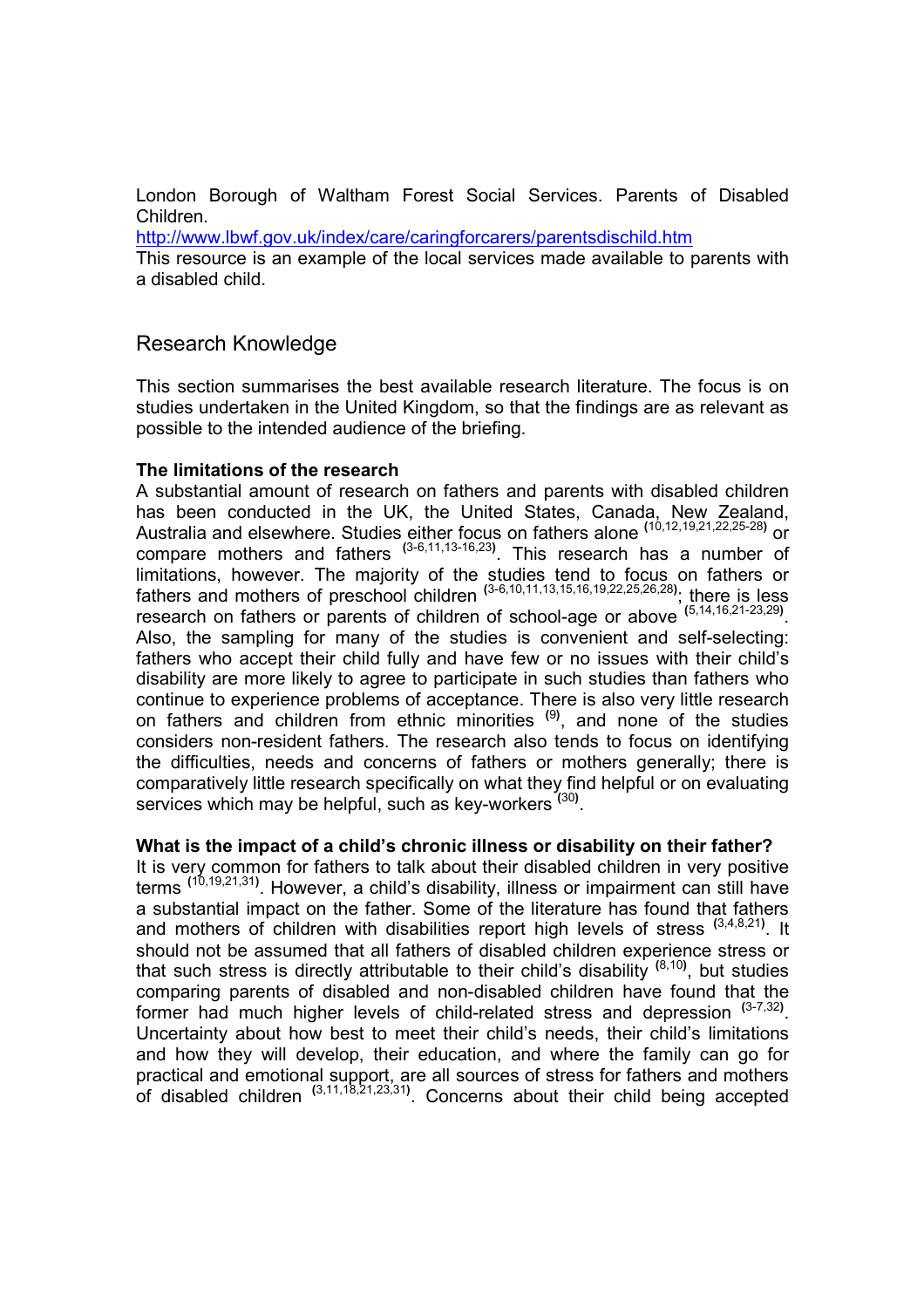London Borough of Waltham Forest Social Services. Parents of Disabled Children.
http://www.lbwf.gov.uk/index/care/caringforcarers/parentsdischild.htm
This resource is an example of the local services made available to parents with a disabled child.

## Research Knowledge

This section summarises the best available research literature. The focus is on studies undertaken in the United Kingdom, so that the findings are as relevant as possible to the intended audience of the briefing.

**The limitations of the research**
A substantial amount of research on fathers and parents with disabled children has been conducted in the UK, the United States, Canada, New Zealand, Australia and elsewhere. Studies either focus on fathers alone [10,12,19,21,22,25-28] or compare mothers and fathers [3-6,11,13-16,23]. This research has a number of limitations, however. The majority of the studies tend to focus on fathers or fathers and mothers of preschool children [3-6,10,11,13,15,16,19,22,25,26,28]; there is less research on fathers or parents of children of school-age or above [5,14,16,21-23,29]. Also, the sampling for many of the studies is convenient and self-selecting: fathers who accept their child fully and have few or no issues with their child's disability are more likely to agree to participate in such studies than fathers who continue to experience problems of acceptance. There is also very little research on fathers and children from ethnic minorities [9], and none of the studies considers non-resident fathers. The research also tends to focus on identifying the difficulties, needs and concerns of fathers or mothers generally; there is comparatively little research specifically on what they find helpful or on evaluating services which may be helpful, such as key-workers [30].

**What is the impact of a child's chronic illness or disability on their father?**
It is very common for fathers to talk about their disabled children in very positive terms [10,19,21,31]. However, a child's disability, illness or impairment can still have a substantial impact on the father. Some of the literature has found that fathers and mothers of children with disabilities report high levels of stress [3,4,8,21]. It should not be assumed that all fathers of disabled children experience stress or that such stress is directly attributable to their child's disability [8,10], but studies comparing parents of disabled and non-disabled children have found that the former had much higher levels of child-related stress and depression [3-7,32]. Uncertainty about how best to meet their child's needs, their child's limitations and how they will develop, their education, and where the family can go for practical and emotional support, are all sources of stress for fathers and mothers of disabled children [3,11,18,21,23,31]. Concerns about their child being accepted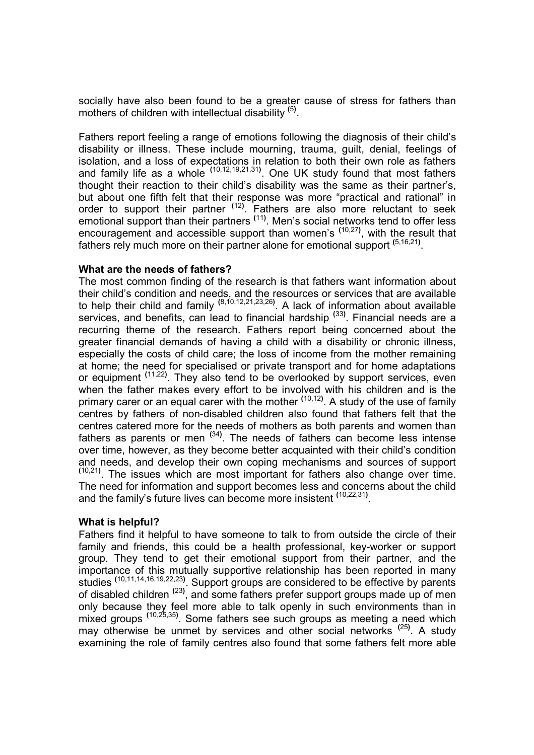socially have also been found to be a greater cause of stress for fathers than mothers of children with intellectual disability [5].

Fathers report feeling a range of emotions following the diagnosis of their child's disability or illness. These include mourning, trauma, guilt, denial, feelings of isolation, and a loss of expectations in relation to both their own role as fathers and family life as a whole [10,12,19,21,31]. One UK study found that most fathers thought their reaction to their child's disability was the same as their partner's, but about one fifth felt that their response was more "practical and rational" in order to support their partner [12]. Fathers are also more reluctant to seek emotional support than their partners [11]. Men's social networks tend to offer less encouragement and accessible support than women's [10,27], with the result that fathers rely much more on their partner alone for emotional support [5,16,21].

**What are the needs of fathers?**

The most common finding of the research is that fathers want information about their child's condition and needs, and the resources or services that are available to help their child and family [8,10,12,21,23,26]. A lack of information about available services, and benefits, can lead to financial hardship [33]. Financial needs are a recurring theme of the research. Fathers report being concerned about the greater financial demands of having a child with a disability or chronic illness, especially the costs of child care; the loss of income from the mother remaining at home; the need for specialised or private transport and for home adaptations or equipment [11,22]. They also tend to be overlooked by support services, even when the father makes every effort to be involved with his children and is the primary carer or an equal carer with the mother [10,12]. A study of the use of family centres by fathers of non-disabled children also found that fathers felt that the centres catered more for the needs of mothers as both parents and women than fathers as parents or men [34]. The needs of fathers can become less intense over time, however, as they become better acquainted with their child's condition and needs, and develop their own coping mechanisms and sources of support [10,21]. The issues which are most important for fathers also change over time. The need for information and support becomes less and concerns about the child and the family's future lives can become more insistent [10,22,31].

**What is helpful?**

Fathers find it helpful to have someone to talk to from outside the circle of their family and friends, this could be a health professional, key-worker or support group. They tend to get their emotional support from their partner, and the importance of this mutually supportive relationship has been reported in many studies [10,11,14,16,19,22,23]. Support groups are considered to be effective by parents of disabled children [23], and some fathers prefer support groups made up of men only because they feel more able to talk openly in such environments than in mixed groups [10,25,35]. Some fathers see such groups as meeting a need which may otherwise be unmet by services and other social networks [25]. A study examining the role of family centres also found that some fathers felt more able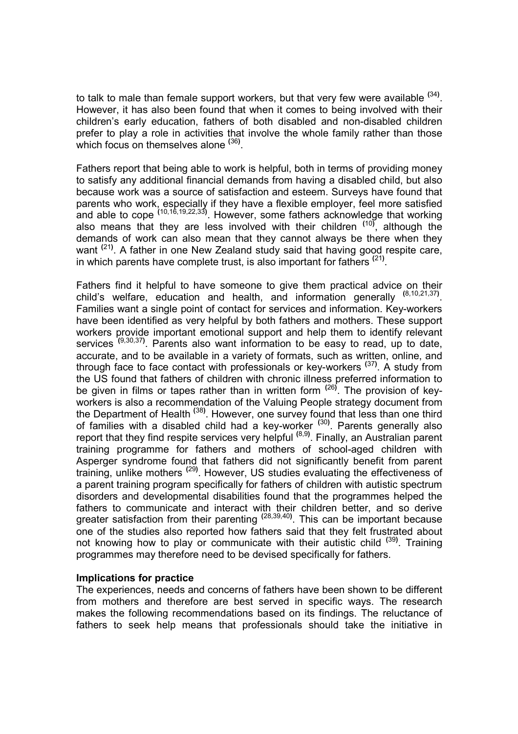to talk to male than female support workers, but that very few were available [34]. However, it has also been found that when it comes to being involved with their children's early education, fathers of both disabled and non-disabled children prefer to play a role in activities that involve the whole family rather than those which focus on themselves alone [36].

Fathers report that being able to work is helpful, both in terms of providing money to satisfy any additional financial demands from having a disabled child, but also because work was a source of satisfaction and esteem. Surveys have found that parents who work, especially if they have a flexible employer, feel more satisfied and able to cope [10,16,19,22,33]. However, some fathers acknowledge that working also means that they are less involved with their children [10], although the demands of work can also mean that they cannot always be there when they want [21]. A father in one New Zealand study said that having good respite care, in which parents have complete trust, is also important for fathers [21].

Fathers find it helpful to have someone to give them practical advice on their child's welfare, education and health, and information generally [8,10,21,37]. Families want a single point of contact for services and information. Key-workers have been identified as very helpful by both fathers and mothers. These support workers provide important emotional support and help them to identify relevant services [9,30,37]. Parents also want information to be easy to read, up to date, accurate, and to be available in a variety of formats, such as written, online, and through face to face contact with professionals or key-workers [37]. A study from the US found that fathers of children with chronic illness preferred information to be given in films or tapes rather than in written form [26]. The provision of key-workers is also a recommendation of the Valuing People strategy document from the Department of Health [38]. However, one survey found that less than one third of families with a disabled child had a key-worker [30]. Parents generally also report that they find respite services very helpful [8,9]. Finally, an Australian parent training programme for fathers and mothers of school-aged children with Asperger syndrome found that fathers did not significantly benefit from parent training, unlike mothers [29]. However, US studies evaluating the effectiveness of a parent training program specifically for fathers of children with autistic spectrum disorders and developmental disabilities found that the programmes helped the fathers to communicate and interact with their children better, and so derive greater satisfaction from their parenting [28,39,40]. This can be important because one of the studies also reported how fathers said that they felt frustrated about not knowing how to play or communicate with their autistic child [39]. Training programmes may therefore need to be devised specifically for fathers.

**Implications for practice**

The experiences, needs and concerns of fathers have been shown to be different from mothers and therefore are best served in specific ways. The research makes the following recommendations based on its findings. The reluctance of fathers to seek help means that professionals should take the initiative in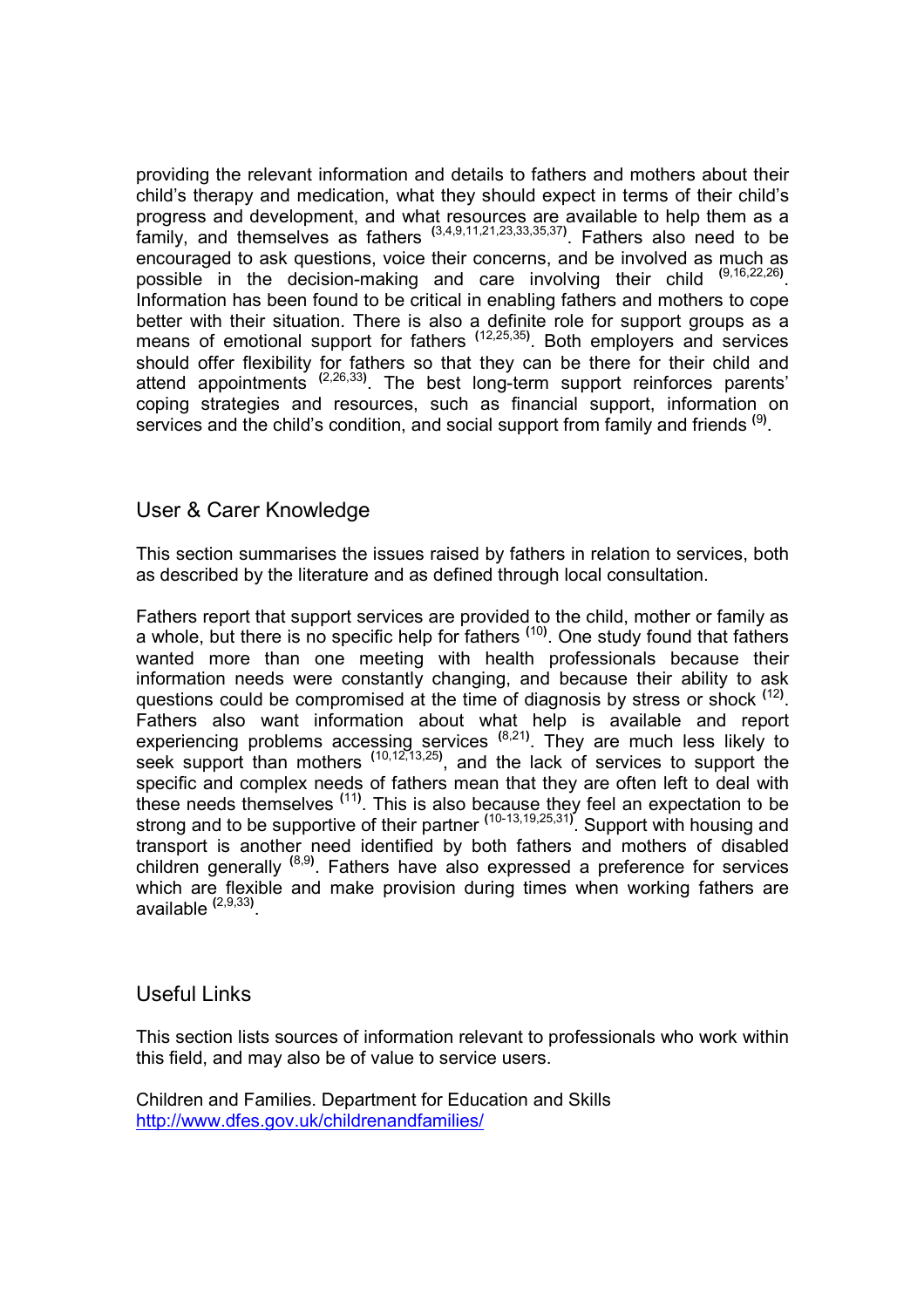providing the relevant information and details to fathers and mothers about their child's therapy and medication, what they should expect in terms of their child's progress and development, and what resources are available to help them as a family, and themselves as fathers [3,4,9,11,21,23,33,35,37]. Fathers also need to be encouraged to ask questions, voice their concerns, and be involved as much as possible in the decision-making and care involving their child [9,16,22,26]. Information has been found to be critical in enabling fathers and mothers to cope better with their situation. There is also a definite role for support groups as a means of emotional support for fathers [12,25,35]. Both employers and services should offer flexibility for fathers so that they can be there for their child and attend appointments [2,26,33]. The best long-term support reinforces parents' coping strategies and resources, such as financial support, information on services and the child's condition, and social support from family and friends [9].

## User & Carer Knowledge

This section summarises the issues raised by fathers in relation to services, both as described by the literature and as defined through local consultation.

Fathers report that support services are provided to the child, mother or family as a whole, but there is no specific help for fathers [10]. One study found that fathers wanted more than one meeting with health professionals because their information needs were constantly changing, and because their ability to ask questions could be compromised at the time of diagnosis by stress or shock [12]. Fathers also want information about what help is available and report experiencing problems accessing services [8,21]. They are much less likely to seek support than mothers [10,12,13,25], and the lack of services to support the specific and complex needs of fathers mean that they are often left to deal with these needs themselves [11]. This is also because they feel an expectation to be strong and to be supportive of their partner [10-13,19,25,31]. Support with housing and transport is another need identified by both fathers and mothers of disabled children generally [8,9]. Fathers have also expressed a preference for services which are flexible and make provision during times when working fathers are available [2,9,33].

## Useful Links

This section lists sources of information relevant to professionals who work within this field, and may also be of value to service users.

Children and Families. Department for Education and Skills
http://www.dfes.gov.uk/childrenandfamilies/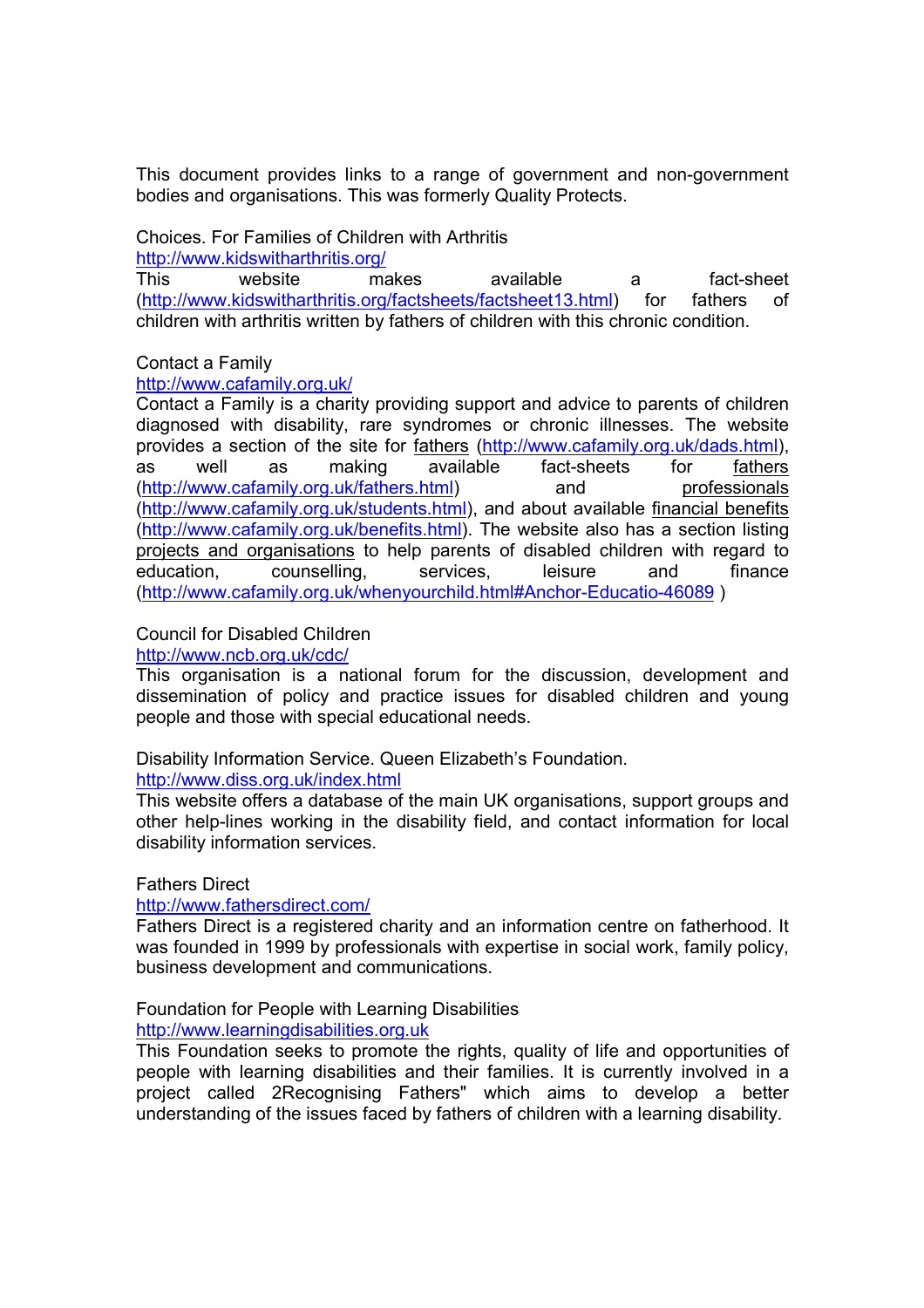This document provides links to a range of government and non-government bodies and organisations. This was formerly Quality Protects.

Choices. For Families of Children with Arthritis
http://www.kidswitharthritis.org/
This website makes available a fact-sheet (http://www.kidswitharthritis.org/factsheets/factsheet13.html) for fathers of children with arthritis written by fathers of children with this chronic condition.

Contact a Family
http://www.cafamily.org.uk/
Contact a Family is a charity providing support and advice to parents of children diagnosed with disability, rare syndromes or chronic illnesses. The website provides a section of the site for fathers (http://www.cafamily.org.uk/dads.html), as well as making available fact-sheets for fathers (http://www.cafamily.org.uk/fathers.html) and professionals (http://www.cafamily.org.uk/students.html), and about available financial benefits (http://www.cafamily.org.uk/benefits.html). The website also has a section listing projects and organisations to help parents of disabled children with regard to education, counselling, services, leisure and finance (http://www.cafamily.org.uk/whenyourchild.html#Anchor-Educatio-46089 )

Council for Disabled Children
http://www.ncb.org.uk/cdc/
This organisation is a national forum for the discussion, development and dissemination of policy and practice issues for disabled children and young people and those with special educational needs.

Disability Information Service. Queen Elizabeth's Foundation.
http://www.diss.org.uk/index.html
This website offers a database of the main UK organisations, support groups and other help-lines working in the disability field, and contact information for local disability information services.

Fathers Direct
http://www.fathersdirect.com/
Fathers Direct is a registered charity and an information centre on fatherhood. It was founded in 1999 by professionals with expertise in social work, family policy, business development and communications.

Foundation for People with Learning Disabilities
http://www.learningdisabilities.org.uk
This Foundation seeks to promote the rights, quality of life and opportunities of people with learning disabilities and their families. It is currently involved in a project called 2Recognising Fathers" which aims to develop a better understanding of the issues faced by fathers of children with a learning disability.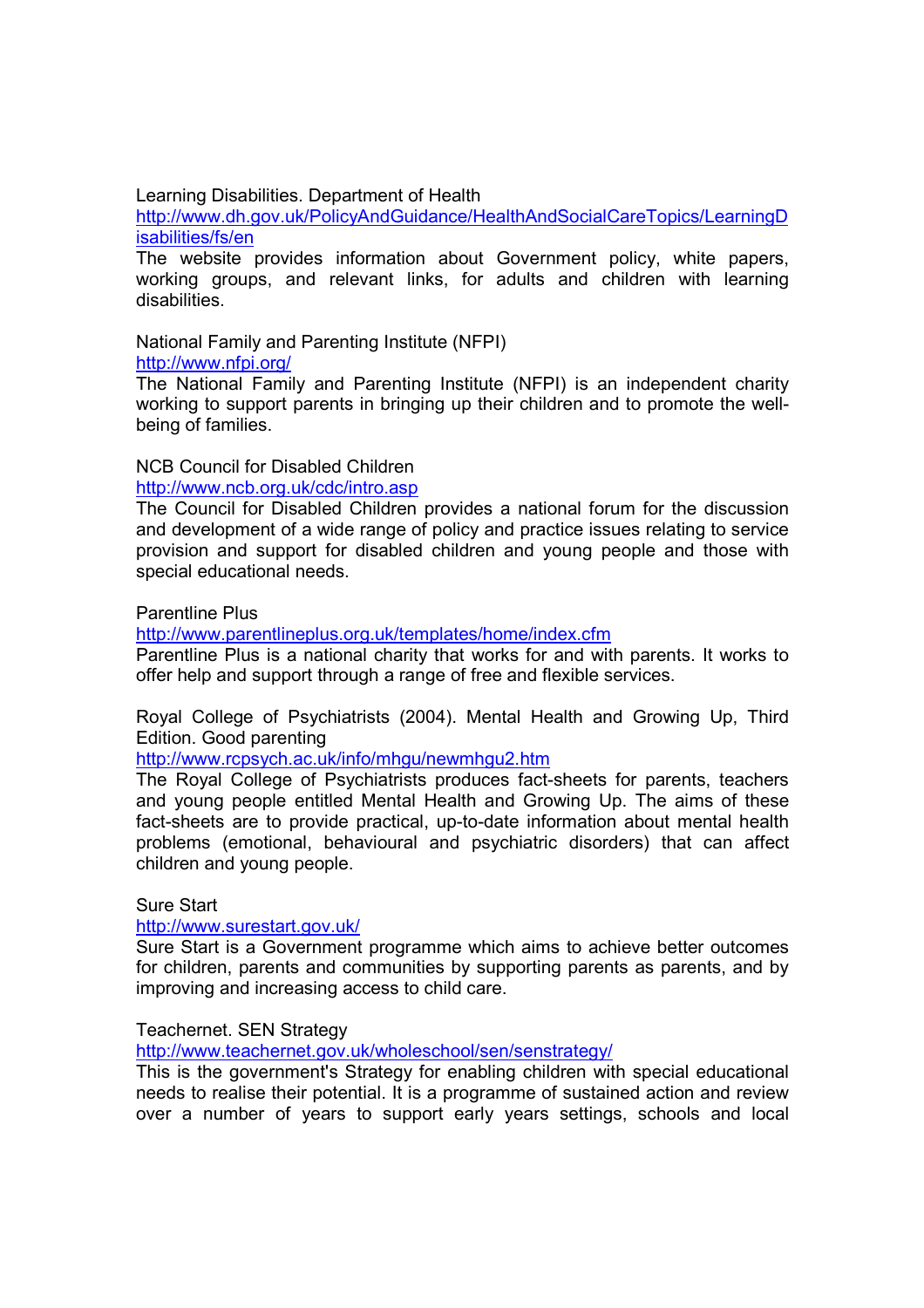Learning Disabilities. Department of Health
http://www.dh.gov.uk/PolicyAndGuidance/HealthAndSocialCareTopics/LearningDisabilities/fs/en
The website provides information about Government policy, white papers, working groups, and relevant links, for adults and children with learning disabilities.

National Family and Parenting Institute (NFPI)
http://www.nfpi.org/
The National Family and Parenting Institute (NFPI) is an independent charity working to support parents in bringing up their children and to promote the well-being of families.

NCB Council for Disabled Children
http://www.ncb.org.uk/cdc/intro.asp
The Council for Disabled Children provides a national forum for the discussion and development of a wide range of policy and practice issues relating to service provision and support for disabled children and young people and those with special educational needs.

Parentline Plus
http://www.parentlineplus.org.uk/templates/home/index.cfm
Parentline Plus is a national charity that works for and with parents. It works to offer help and support through a range of free and flexible services.

Royal College of Psychiatrists (2004). Mental Health and Growing Up, Third Edition. Good parenting
http://www.rcpsych.ac.uk/info/mhgu/newmhgu2.htm
The Royal College of Psychiatrists produces fact-sheets for parents, teachers and young people entitled Mental Health and Growing Up. The aims of these fact-sheets are to provide practical, up-to-date information about mental health problems (emotional, behavioural and psychiatric disorders) that can affect children and young people.

Sure Start
http://www.surestart.gov.uk/
Sure Start is a Government programme which aims to achieve better outcomes for children, parents and communities by supporting parents as parents, and by improving and increasing access to child care.

Teachernet. SEN Strategy
http://www.teachernet.gov.uk/wholeschool/sen/senstrategy/
This is the government's Strategy for enabling children with special educational needs to realise their potential. It is a programme of sustained action and review over a number of years to support early years settings, schools and local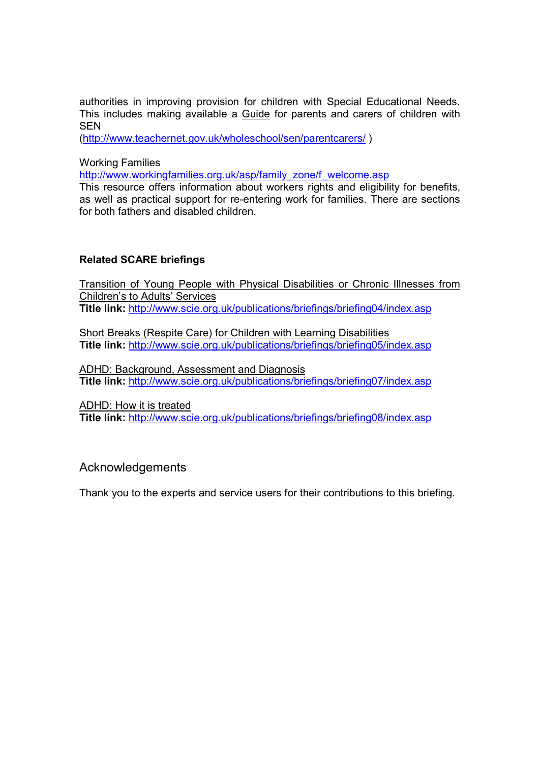authorities in improving provision for children with Special Educational Needs. This includes making available a Guide for parents and carers of children with SEN
(http://www.teachernet.gov.uk/wholeschool/sen/parentcarers/ )

Working Families
http://www.workingfamilies.org.uk/asp/family_zone/f_welcome.asp
This resource offers information about workers rights and eligibility for benefits, as well as practical support for re-entering work for families. There are sections for both fathers and disabled children.

**Related SCARE briefings**

Transition of Young People with Physical Disabilities or Chronic Illnesses from Children's to Adults' Services
**Title link:** http://www.scie.org.uk/publications/briefings/briefing04/index.asp

Short Breaks (Respite Care) for Children with Learning Disabilities
**Title link:** http://www.scie.org.uk/publications/briefings/briefing05/index.asp

ADHD: Background, Assessment and Diagnosis
**Title link:** http://www.scie.org.uk/publications/briefings/briefing07/index.asp

ADHD: How it is treated
**Title link:** http://www.scie.org.uk/publications/briefings/briefing08/index.asp

## Acknowledgements

Thank you to the experts and service users for their contributions to this briefing.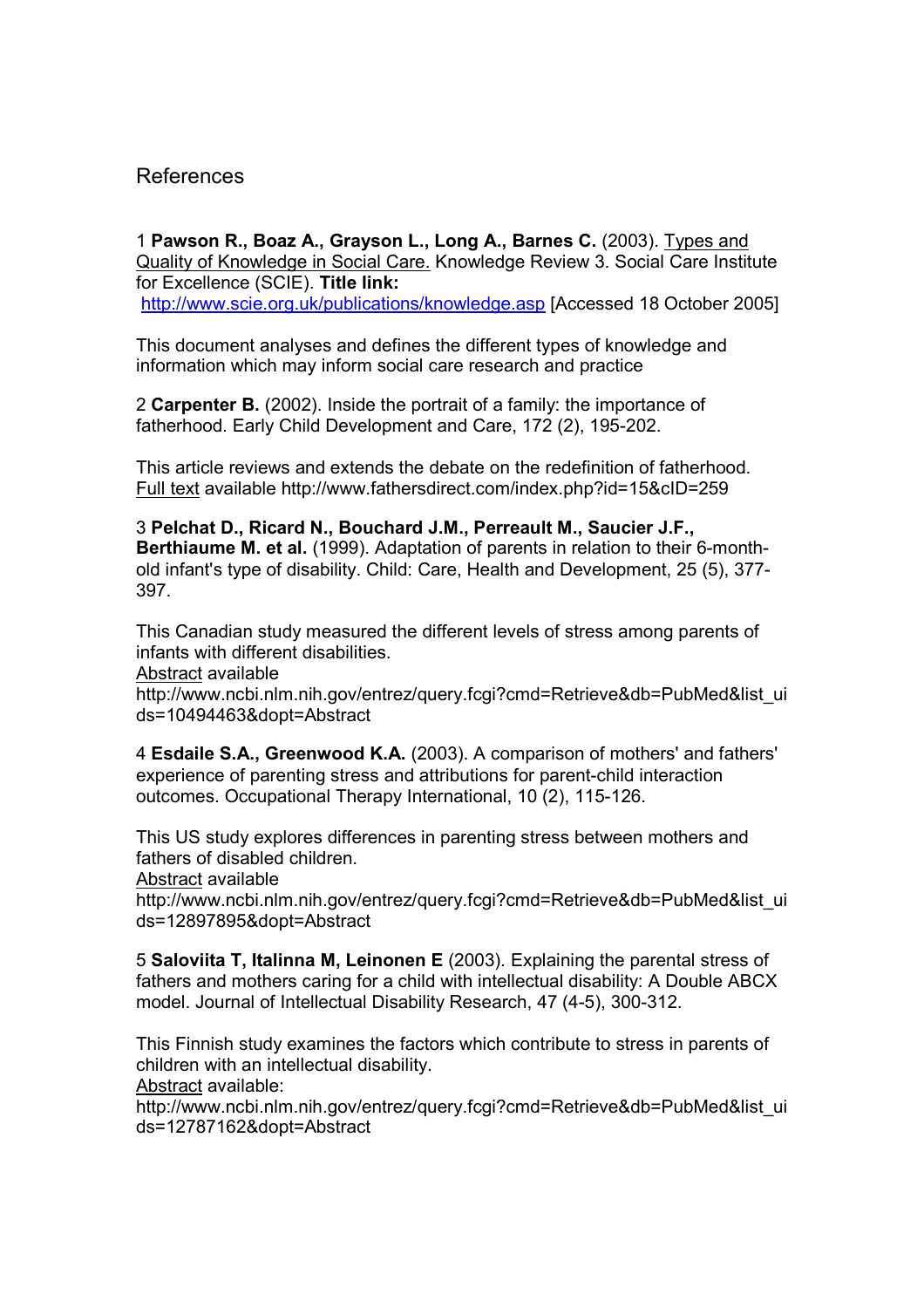# References

1 **Pawson R., Boaz A., Grayson L., Long A., Barnes C.** (2003). Types and Quality of Knowledge in Social Care. Knowledge Review 3. Social Care Institute for Excellence (SCIE). **Title link:** http://www.scie.org.uk/publications/knowledge.asp [Accessed 18 October 2005]

This document analyses and defines the different types of knowledge and information which may inform social care research and practice

2 **Carpenter B.** (2002). Inside the portrait of a family: the importance of fatherhood. Early Child Development and Care, 172 (2), 195-202.

This article reviews and extends the debate on the redefinition of fatherhood. Full text available http://www.fathersdirect.com/index.php?id=15&cID=259

3 **Pelchat D., Ricard N., Bouchard J.M., Perreault M., Saucier J.F., Berthiaume M. et al.** (1999). Adaptation of parents in relation to their 6-month-old infant's type of disability. Child: Care, Health and Development, 25 (5), 377-397.

This Canadian study measured the different levels of stress among parents of infants with different disabilities.
Abstract available
http://www.ncbi.nlm.nih.gov/entrez/query.fcgi?cmd=Retrieve&db=PubMed&list_uids=10494463&dopt=Abstract

4 **Esdaile S.A., Greenwood K.A.** (2003). A comparison of mothers' and fathers' experience of parenting stress and attributions for parent-child interaction outcomes. Occupational Therapy International, 10 (2), 115-126.

This US study explores differences in parenting stress between mothers and fathers of disabled children.
Abstract available
http://www.ncbi.nlm.nih.gov/entrez/query.fcgi?cmd=Retrieve&db=PubMed&list_uids=12897895&dopt=Abstract

5 **Saloviita T, Italinna M, Leinonen E** (2003). Explaining the parental stress of fathers and mothers caring for a child with intellectual disability: A Double ABCX model. Journal of Intellectual Disability Research, 47 (4-5), 300-312.

This Finnish study examines the factors which contribute to stress in parents of children with an intellectual disability.
Abstract available:
http://www.ncbi.nlm.nih.gov/entrez/query.fcgi?cmd=Retrieve&db=PubMed&list_uids=12787162&dopt=Abstract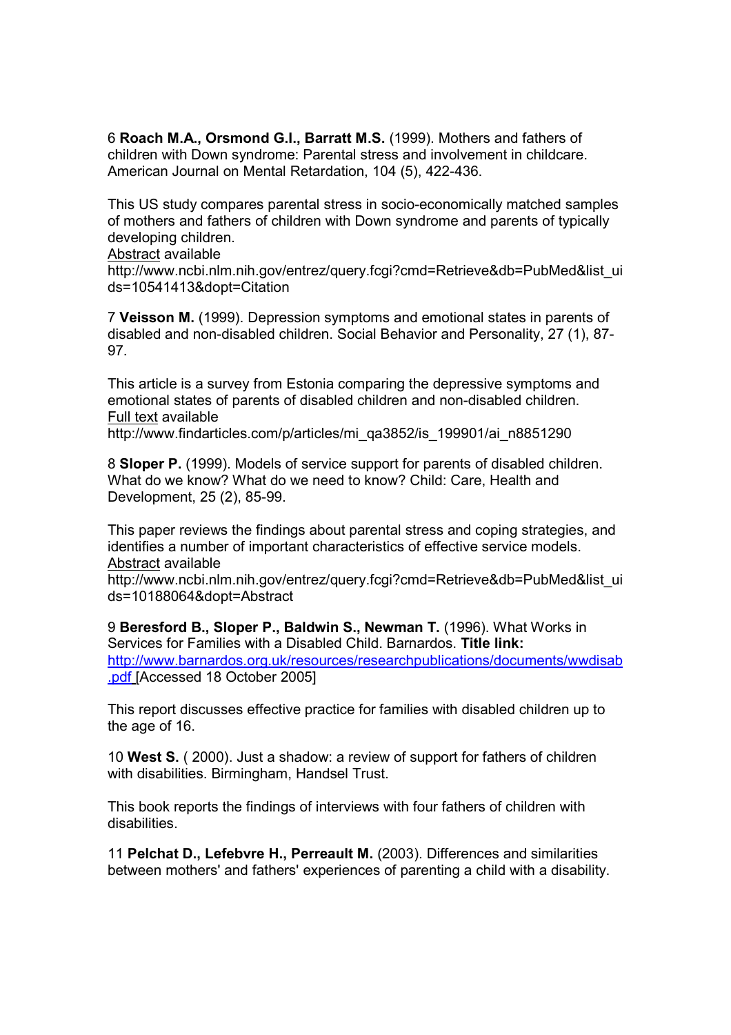6 **Roach M.A., Orsmond G.I., Barratt M.S.** (1999). Mothers and fathers of children with Down syndrome: Parental stress and involvement in childcare. American Journal on Mental Retardation, 104 (5), 422-436.

This US study compares parental stress in socio-economically matched samples of mothers and fathers of children with Down syndrome and parents of typically developing children.
Abstract available
http://www.ncbi.nlm.nih.gov/entrez/query.fcgi?cmd=Retrieve&db=PubMed&list_uids=10541413&dopt=Citation

7 **Veisson M.** (1999). Depression symptoms and emotional states in parents of disabled and non-disabled children. Social Behavior and Personality, 27 (1), 87-97.

This article is a survey from Estonia comparing the depressive symptoms and emotional states of parents of disabled children and non-disabled children.
Full text available
http://www.findarticles.com/p/articles/mi_qa3852/is_199901/ai_n8851290

8 **Sloper P.** (1999). Models of service support for parents of disabled children. What do we know? What do we need to know? Child: Care, Health and Development, 25 (2), 85-99.

This paper reviews the findings about parental stress and coping strategies, and identifies a number of important characteristics of effective service models.
Abstract available
http://www.ncbi.nlm.nih.gov/entrez/query.fcgi?cmd=Retrieve&db=PubMed&list_uids=10188064&dopt=Abstract

9 **Beresford B., Sloper P., Baldwin S., Newman T.** (1996). What Works in Services for Families with a Disabled Child. Barnardos. **Title link:** http://www.barnardos.org.uk/resources/researchpublications/documents/wwdisab.pdf [Accessed 18 October 2005]

This report discusses effective practice for families with disabled children up to the age of 16.

10 **West S.** ( 2000). Just a shadow: a review of support for fathers of children with disabilities. Birmingham, Handsel Trust.

This book reports the findings of interviews with four fathers of children with disabilities.

11 **Pelchat D., Lefebvre H., Perreault M.** (2003). Differences and similarities between mothers' and fathers' experiences of parenting a child with a disability.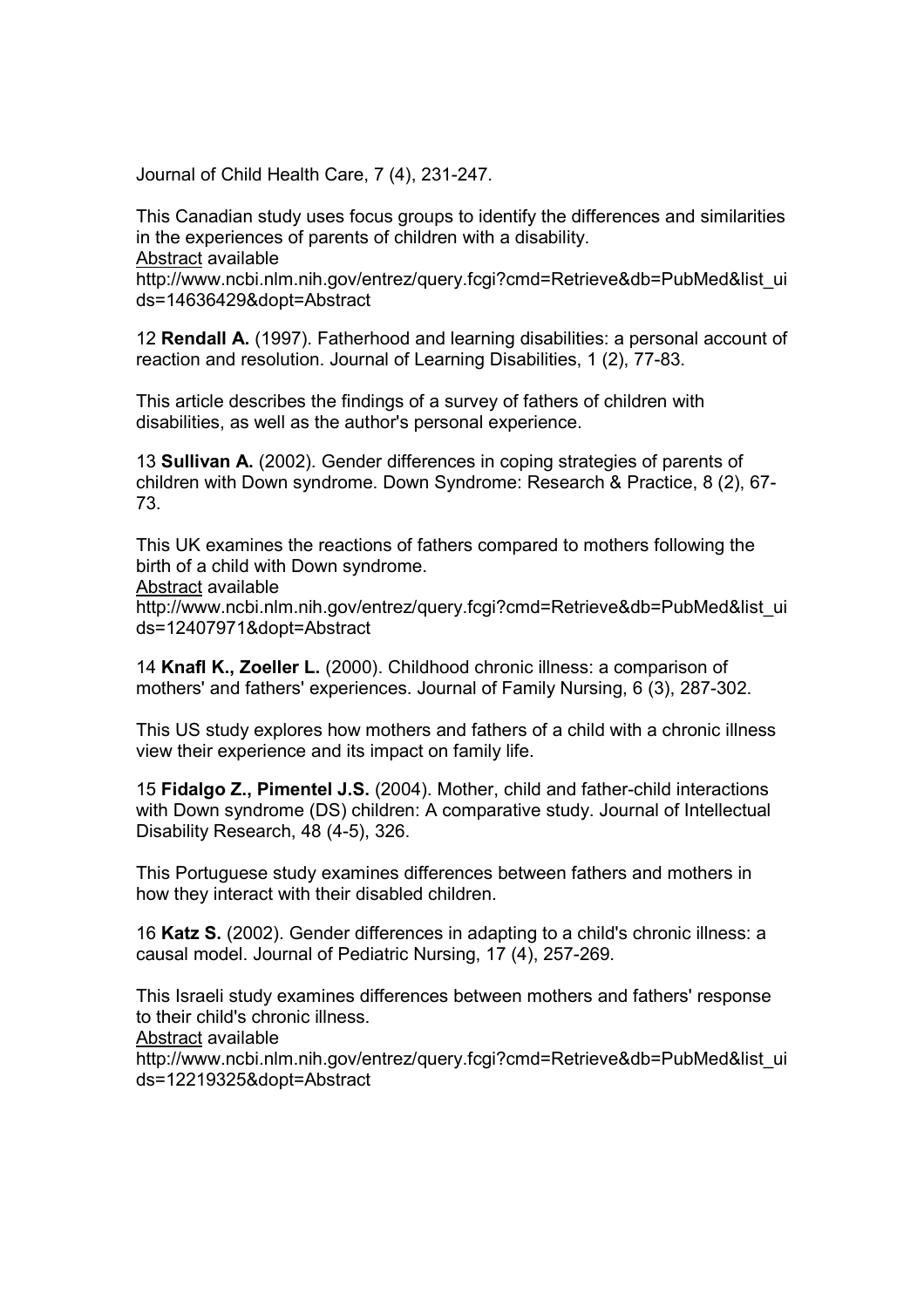Journal of Child Health Care, 7 (4), 231-247.

This Canadian study uses focus groups to identify the differences and similarities in the experiences of parents of children with a disability.
Abstract available
http://www.ncbi.nlm.nih.gov/entrez/query.fcgi?cmd=Retrieve&db=PubMed&list_uids=14636429&dopt=Abstract

12 **Rendall A.** (1997). Fatherhood and learning disabilities: a personal account of reaction and resolution. Journal of Learning Disabilities, 1 (2), 77-83.

This article describes the findings of a survey of fathers of children with disabilities, as well as the author's personal experience.

13 **Sullivan A.** (2002). Gender differences in coping strategies of parents of children with Down syndrome. Down Syndrome: Research & Practice, 8 (2), 67-73.

This UK examines the reactions of fathers compared to mothers following the birth of a child with Down syndrome.
Abstract available
http://www.ncbi.nlm.nih.gov/entrez/query.fcgi?cmd=Retrieve&db=PubMed&list_uids=12407971&dopt=Abstract

14 **Knafl K., Zoeller L.** (2000). Childhood chronic illness: a comparison of mothers' and fathers' experiences. Journal of Family Nursing, 6 (3), 287-302.

This US study explores how mothers and fathers of a child with a chronic illness view their experience and its impact on family life.

15 **Fidalgo Z., Pimentel J.S.** (2004). Mother, child and father-child interactions with Down syndrome (DS) children: A comparative study. Journal of Intellectual Disability Research, 48 (4-5), 326.

This Portuguese study examines differences between fathers and mothers in how they interact with their disabled children.

16 **Katz S.** (2002). Gender differences in adapting to a child's chronic illness: a causal model. Journal of Pediatric Nursing, 17 (4), 257-269.

This Israeli study examines differences between mothers and fathers' response to their child's chronic illness.
Abstract available
http://www.ncbi.nlm.nih.gov/entrez/query.fcgi?cmd=Retrieve&db=PubMed&list_uids=12219325&dopt=Abstract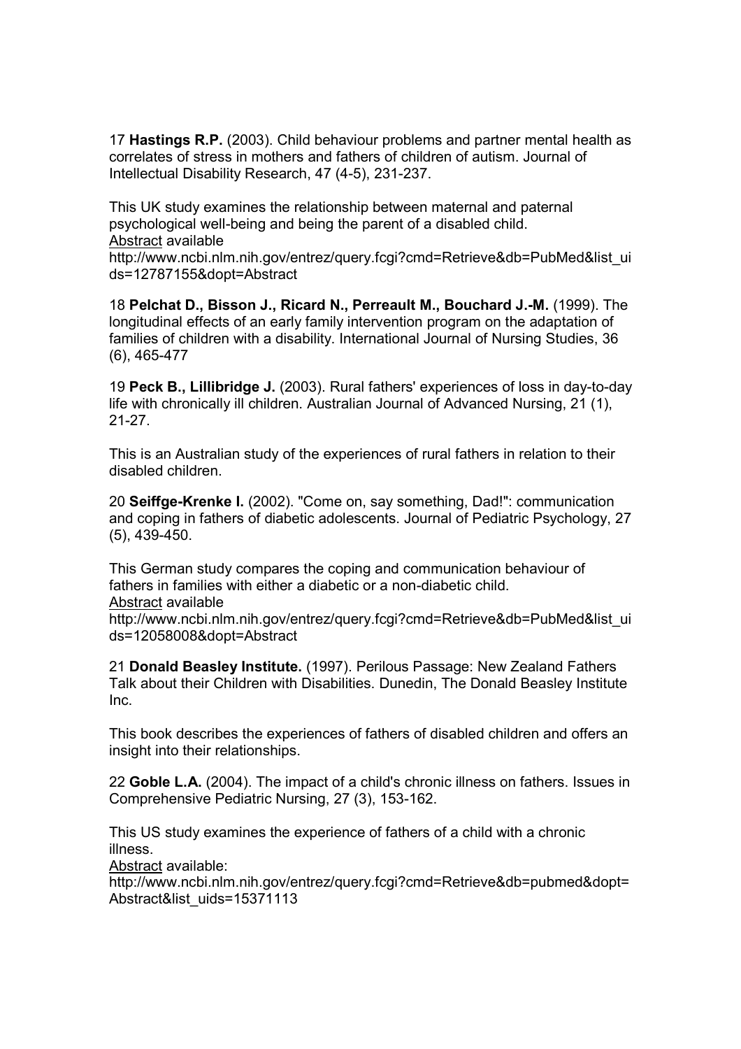17 **Hastings R.P.** (2003). Child behaviour problems and partner mental health as correlates of stress in mothers and fathers of children of autism. Journal of Intellectual Disability Research, 47 (4-5), 231-237.

This UK study examines the relationship between maternal and paternal psychological well-being and being the parent of a disabled child.
Abstract available
http://www.ncbi.nlm.nih.gov/entrez/query.fcgi?cmd=Retrieve&db=PubMed&list_uids=12787155&dopt=Abstract

18 **Pelchat D., Bisson J., Ricard N., Perreault M., Bouchard J.-M.** (1999). The longitudinal effects of an early family intervention program on the adaptation of families of children with a disability. International Journal of Nursing Studies, 36 (6), 465-477

19 **Peck B., Lillibridge J.** (2003). Rural fathers' experiences of loss in day-to-day life with chronically ill children. Australian Journal of Advanced Nursing, 21 (1), 21-27.

This is an Australian study of the experiences of rural fathers in relation to their disabled children.

20 **Seiffge-Krenke I.** (2002). "Come on, say something, Dad!": communication and coping in fathers of diabetic adolescents. Journal of Pediatric Psychology, 27 (5), 439-450.

This German study compares the coping and communication behaviour of fathers in families with either a diabetic or a non-diabetic child.
Abstract available
http://www.ncbi.nlm.nih.gov/entrez/query.fcgi?cmd=Retrieve&db=PubMed&list_uids=12058008&dopt=Abstract

21 **Donald Beasley Institute.** (1997). Perilous Passage: New Zealand Fathers Talk about their Children with Disabilities. Dunedin, The Donald Beasley Institute Inc.

This book describes the experiences of fathers of disabled children and offers an insight into their relationships.

22 **Goble L.A.** (2004). The impact of a child's chronic illness on fathers. Issues in Comprehensive Pediatric Nursing, 27 (3), 153-162.

This US study examines the experience of fathers of a child with a chronic illness.
Abstract available:
http://www.ncbi.nlm.nih.gov/entrez/query.fcgi?cmd=Retrieve&db=pubmed&dopt=Abstract&list_uids=15371113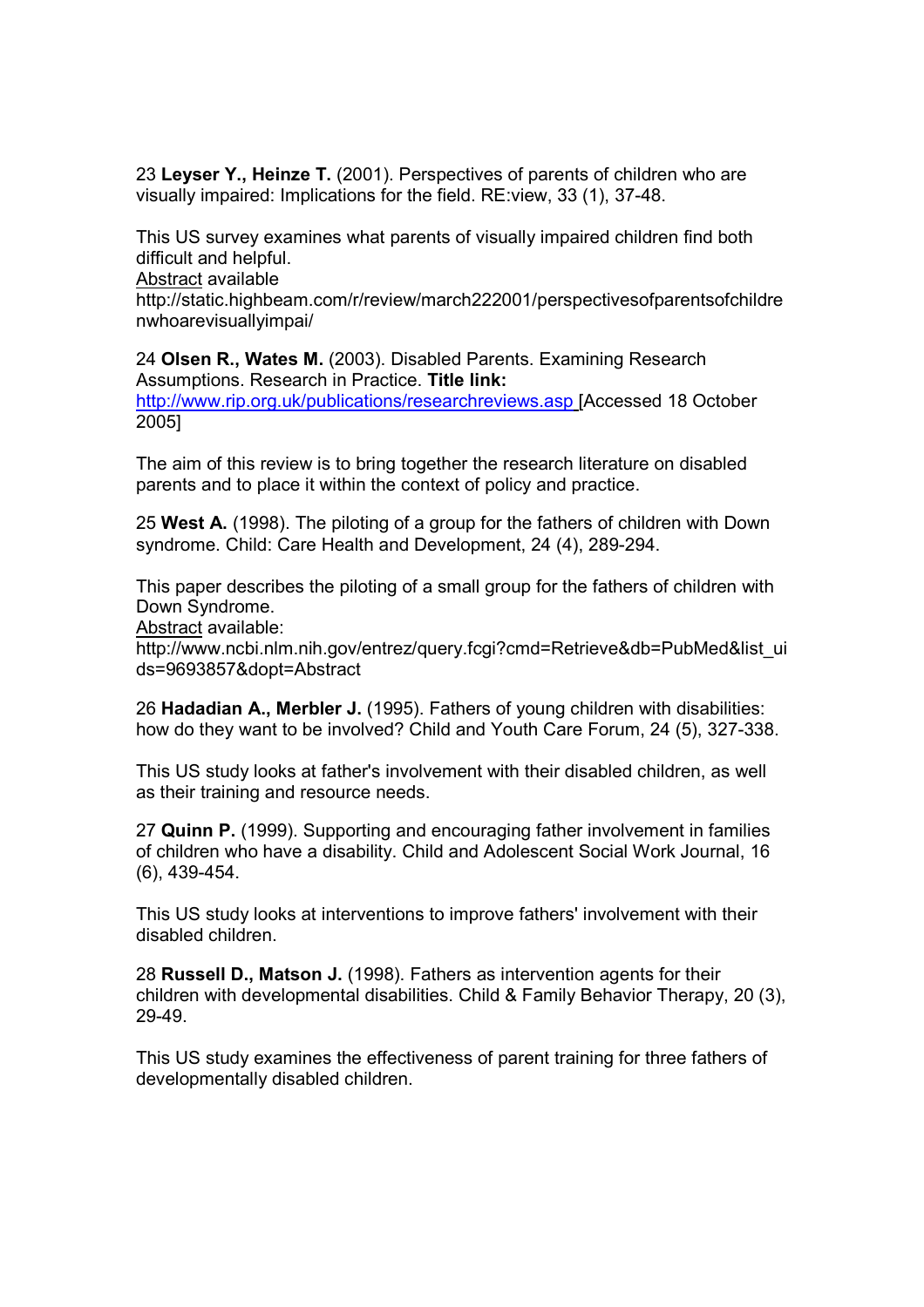23 **Leyser Y., Heinze T.** (2001). Perspectives of parents of children who are visually impaired: Implications for the field. RE:view, 33 (1), 37-48.

This US survey examines what parents of visually impaired children find both difficult and helpful.
Abstract available
http://static.highbeam.com/r/review/march222001/perspectivesofparentsofchildrenwhoarevisuallyimpai/

24 **Olsen R., Wates M.** (2003). Disabled Parents. Examining Research Assumptions. Research in Practice. **Title link:**
http://www.rip.org.uk/publications/researchreviews.asp [Accessed 18 October 2005]

The aim of this review is to bring together the research literature on disabled parents and to place it within the context of policy and practice.

25 **West A.** (1998). The piloting of a group for the fathers of children with Down syndrome. Child: Care Health and Development, 24 (4), 289-294.

This paper describes the piloting of a small group for the fathers of children with Down Syndrome.
Abstract available:
http://www.ncbi.nlm.nih.gov/entrez/query.fcgi?cmd=Retrieve&db=PubMed&list_uids=9693857&dopt=Abstract

26 **Hadadian A., Merbler J.** (1995). Fathers of young children with disabilities: how do they want to be involved? Child and Youth Care Forum, 24 (5), 327-338.

This US study looks at father's involvement with their disabled children, as well as their training and resource needs.

27 **Quinn P.** (1999). Supporting and encouraging father involvement in families of children who have a disability. Child and Adolescent Social Work Journal, 16 (6), 439-454.

This US study looks at interventions to improve fathers' involvement with their disabled children.

28 **Russell D., Matson J.** (1998). Fathers as intervention agents for their children with developmental disabilities. Child & Family Behavior Therapy, 20 (3), 29-49.

This US study examines the effectiveness of parent training for three fathers of developmentally disabled children.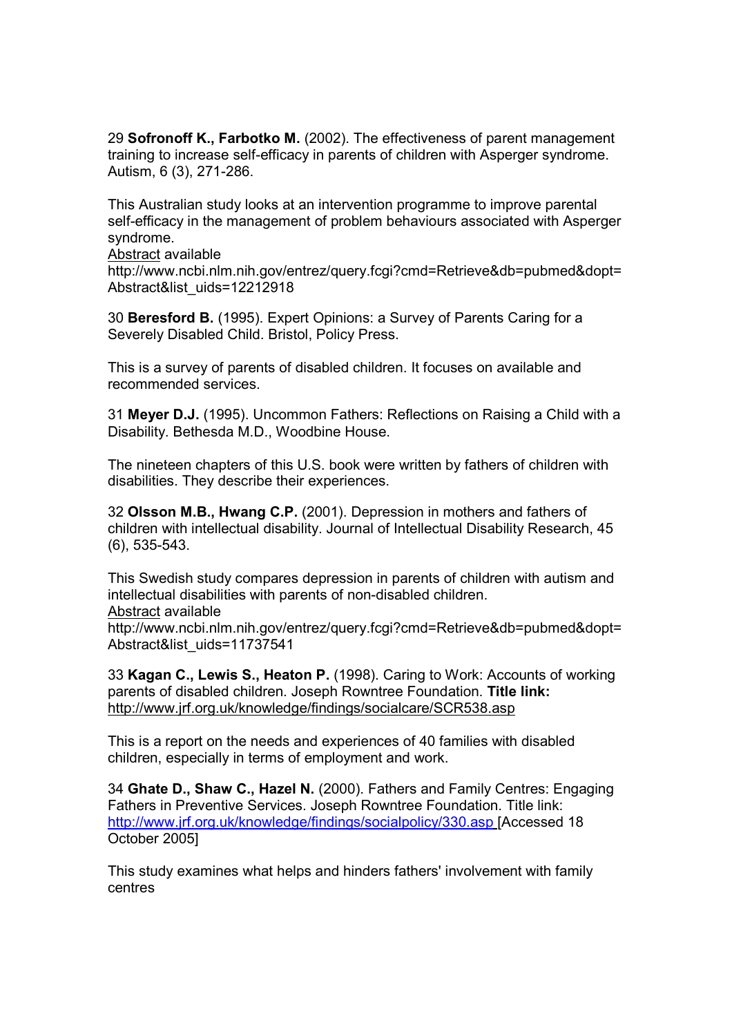29 **Sofronoff K., Farbotko M.** (2002). The effectiveness of parent management training to increase self-efficacy in parents of children with Asperger syndrome. Autism, 6 (3), 271-286.

This Australian study looks at an intervention programme to improve parental self-efficacy in the management of problem behaviours associated with Asperger syndrome.
Abstract available
http://www.ncbi.nlm.nih.gov/entrez/query.fcgi?cmd=Retrieve&db=pubmed&dopt=Abstract&list_uids=12212918

30 **Beresford B.** (1995). Expert Opinions: a Survey of Parents Caring for a Severely Disabled Child. Bristol, Policy Press.

This is a survey of parents of disabled children. It focuses on available and recommended services.

31 **Meyer D.J.** (1995). Uncommon Fathers: Reflections on Raising a Child with a Disability. Bethesda M.D., Woodbine House.

The nineteen chapters of this U.S. book were written by fathers of children with disabilities. They describe their experiences.

32 **Olsson M.B., Hwang C.P.** (2001). Depression in mothers and fathers of children with intellectual disability. Journal of Intellectual Disability Research, 45 (6), 535-543.

This Swedish study compares depression in parents of children with autism and intellectual disabilities with parents of non-disabled children.
Abstract available
http://www.ncbi.nlm.nih.gov/entrez/query.fcgi?cmd=Retrieve&db=pubmed&dopt=Abstract&list_uids=11737541

33 **Kagan C., Lewis S., Heaton P.** (1998). Caring to Work: Accounts of working parents of disabled children. Joseph Rowntree Foundation. **Title link:** http://www.jrf.org.uk/knowledge/findings/socialcare/SCR538.asp

This is a report on the needs and experiences of 40 families with disabled children, especially in terms of employment and work.

34 **Ghate D., Shaw C., Hazel N.** (2000). Fathers and Family Centres: Engaging Fathers in Preventive Services. Joseph Rowntree Foundation. Title link: http://www.jrf.org.uk/knowledge/findings/socialpolicy/330.asp [Accessed 18 October 2005]

This study examines what helps and hinders fathers' involvement with family centres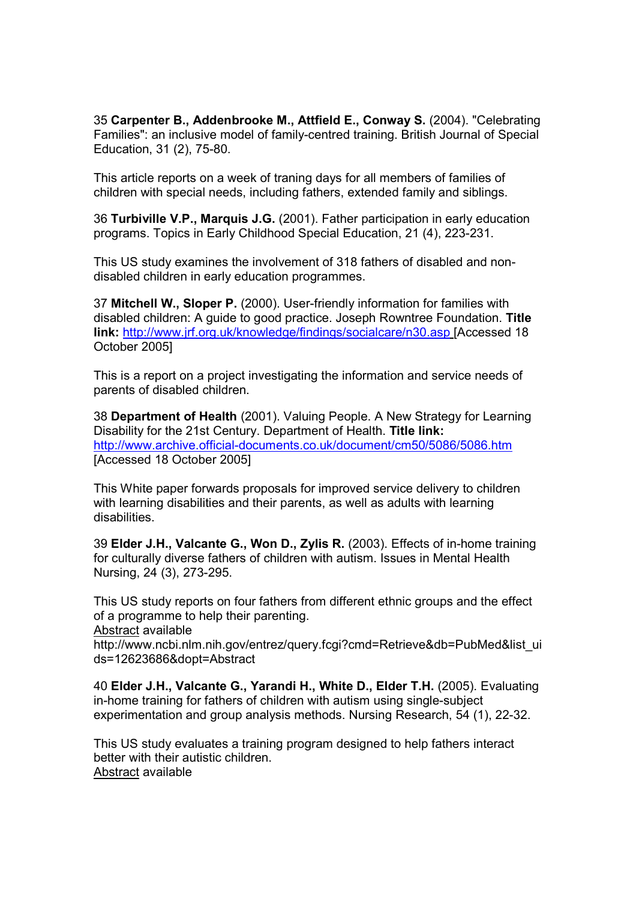35 **Carpenter B., Addenbrooke M., Attfield E., Conway S.** (2004). "Celebrating Families": an inclusive model of family-centred training. British Journal of Special Education, 31 (2), 75-80.

This article reports on a week of traning days for all members of families of children with special needs, including fathers, extended family and siblings.

36 **Turbiville V.P., Marquis J.G.** (2001). Father participation in early education programs. Topics in Early Childhood Special Education, 21 (4), 223-231.

This US study examines the involvement of 318 fathers of disabled and non-disabled children in early education programmes.

37 **Mitchell W., Sloper P.** (2000). User-friendly information for families with disabled children: A guide to good practice. Joseph Rowntree Foundation. **Title link:** [http://www.jrf.org.uk/knowledge/findings/socialcare/n30.asp](http://www.jrf.org.uk/knowledge/findings/socialcare/n30.asp) [Accessed 18 October 2005]

This is a report on a project investigating the information and service needs of parents of disabled children.

38 **Department of Health** (2001). Valuing People. A New Strategy for Learning Disability for the 21st Century. Department of Health. **Title link:** [http://www.archive.official-documents.co.uk/document/cm50/5086/5086.htm](http://www.archive.official-documents.co.uk/document/cm50/5086/5086.htm) [Accessed 18 October 2005]

This White paper forwards proposals for improved service delivery to children with learning disabilities and their parents, as well as adults with learning disabilities.

39 **Elder J.H., Valcante G., Won D., Zylis R.** (2003). Effects of in-home training for culturally diverse fathers of children with autism. Issues in Mental Health Nursing, 24 (3), 273-295.

This US study reports on four fathers from different ethnic groups and the effect of a programme to help their parenting.
Abstract available
http://www.ncbi.nlm.nih.gov/entrez/query.fcgi?cmd=Retrieve&db=PubMed&list_uids=12623686&dopt=Abstract

40 **Elder J.H., Valcante G., Yarandi H., White D., Elder T.H.** (2005). Evaluating in-home training for fathers of children with autism using single-subject experimentation and group analysis methods. Nursing Research, 54 (1), 22-32.

This US study evaluates a training program designed to help fathers interact better with their autistic children.
Abstract available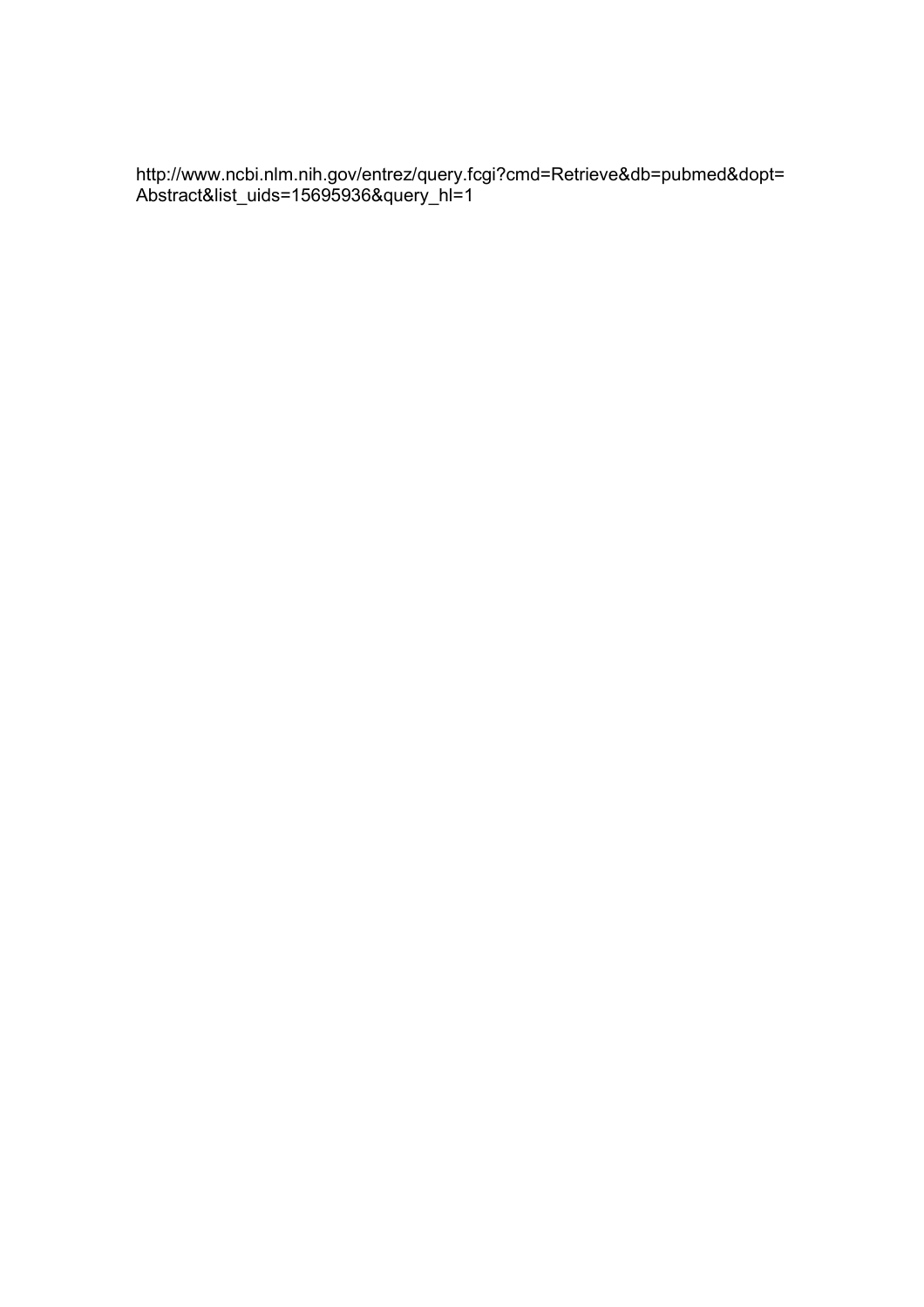http://www.ncbi.nlm.nih.gov/entrez/query.fcgi?cmd=Retrieve&db=pubmed&dopt=
Abstract&list_uids=15695936&query_hl=1